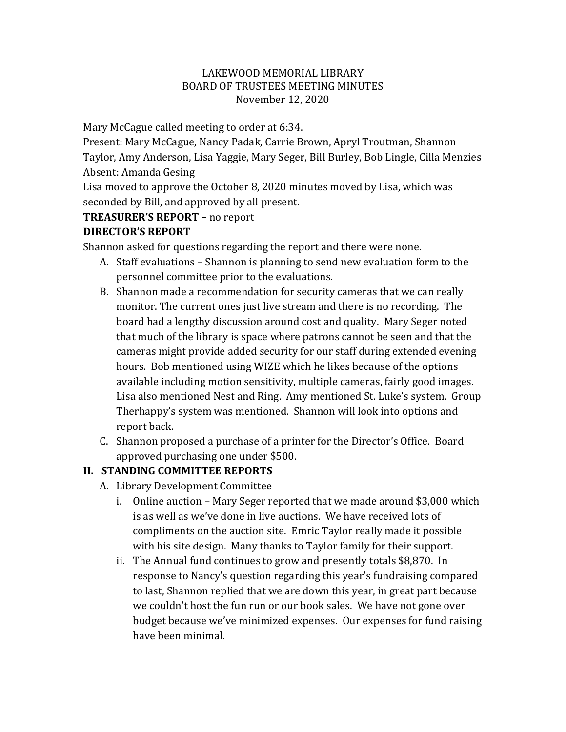# LAKEWOOD MEMORIAL LIBRARY
## BOARD OF TRUSTEES MEETING MINUTES
### November 12, 2020

Mary McCague called meeting to order at 6:34.
Present: Mary McCague, Nancy Padak, Carrie Brown, Apryl Troutman, Shannon Taylor, Amy Anderson, Lisa Yaggie, Mary Seger, Bill Burley, Bob Lingle, Cilla Menzies
Absent: Amanda Gesing
Lisa moved to approve the October 8, 2020 minutes moved by Lisa, which was seconded by Bill, and approved by all present.

**TREASURER'S REPORT –** no report

**DIRECTOR'S REPORT**

Shannon asked for questions regarding the report and there were none.

A. Staff evaluations – Shannon is planning to send new evaluation form to the personnel committee prior to the evaluations.
B. Shannon made a recommendation for security cameras that we can really monitor. The current ones just live stream and there is no recording. The board had a lengthy discussion around cost and quality. Mary Seger noted that much of the library is space where patrons cannot be seen and that the cameras might provide added security for our staff during extended evening hours. Bob mentioned using WIZE which he likes because of the options available including motion sensitivity, multiple cameras, fairly good images. Lisa also mentioned Nest and Ring. Amy mentioned St. Luke's system. Group Therhappy's system was mentioned. Shannon will look into options and report back.
C. Shannon proposed a purchase of a printer for the Director's Office. Board approved purchasing one under $500.

**II. STANDING COMMITTEE REPORTS**

A. Library Development Committee
   i. Online auction – Mary Seger reported that we made around $3,000 which is as well as we've done in live auctions. We have received lots of compliments on the auction site. Emric Taylor really made it possible with his site design. Many thanks to Taylor family for their support.
   ii. The Annual fund continues to grow and presently totals $8,870. In response to Nancy's question regarding this year's fundraising compared to last, Shannon replied that we are down this year, in great part because we couldn't host the fun run or our book sales. We have not gone over budget because we've minimized expenses. Our expenses for fund raising have been minimal.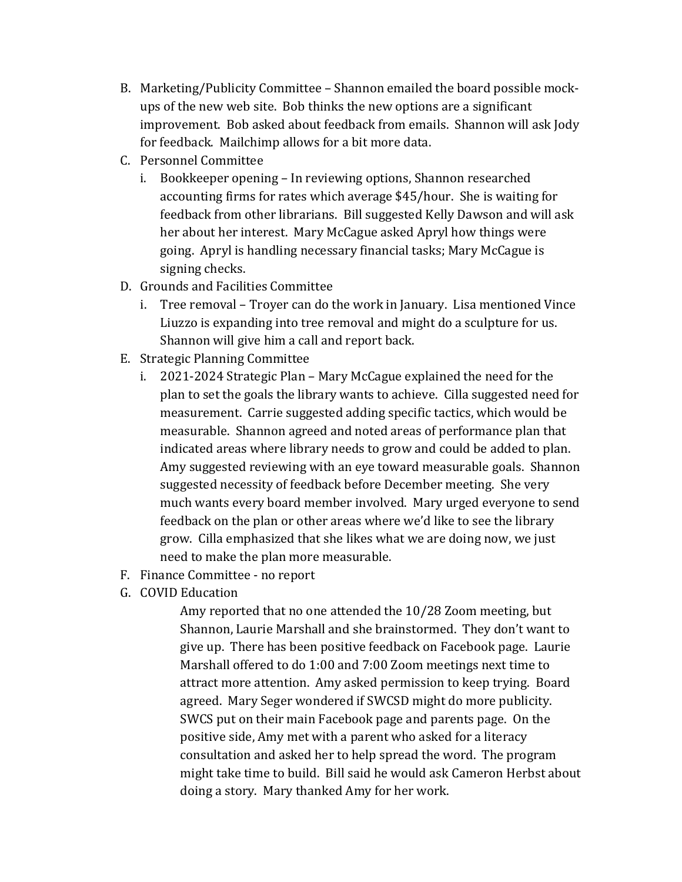B. Marketing/Publicity Committee – Shannon emailed the board possible mock-ups of the new web site. Bob thinks the new options are a significant improvement. Bob asked about feedback from emails. Shannon will ask Jody for feedback. Mailchimp allows for a bit more data.

C. Personnel Committee

   i. Bookkeeper opening – In reviewing options, Shannon researched accounting firms for rates which average $45/hour. She is waiting for feedback from other librarians. Bill suggested Kelly Dawson and will ask her about her interest. Mary McCague asked Apryl how things were going. Apryl is handling necessary financial tasks; Mary McCague is signing checks.

D. Grounds and Facilities Committee

   i. Tree removal – Troyer can do the work in January. Lisa mentioned Vince Liuzzo is expanding into tree removal and might do a sculpture for us. Shannon will give him a call and report back.

E. Strategic Planning Committee

   i. 2021-2024 Strategic Plan – Mary McCague explained the need for the plan to set the goals the library wants to achieve. Cilla suggested need for measurement. Carrie suggested adding specific tactics, which would be measurable. Shannon agreed and noted areas of performance plan that indicated areas where library needs to grow and could be added to plan. Amy suggested reviewing with an eye toward measurable goals. Shannon suggested necessity of feedback before December meeting. She very much wants every board member involved. Mary urged everyone to send feedback on the plan or other areas where we'd like to see the library grow. Cilla emphasized that she likes what we are doing now, we just need to make the plan more measurable.

F. Finance Committee - no report

G. COVID Education

   Amy reported that no one attended the 10/28 Zoom meeting, but Shannon, Laurie Marshall and she brainstormed. They don't want to give up. There has been positive feedback on Facebook page. Laurie Marshall offered to do 1:00 and 7:00 Zoom meetings next time to attract more attention. Amy asked permission to keep trying. Board agreed. Mary Seger wondered if SWCSD might do more publicity. SWCS put on their main Facebook page and parents page. On the positive side, Amy met with a parent who asked for a literacy consultation and asked her to help spread the word. The program might take time to build. Bill said he would ask Cameron Herbst about doing a story. Mary thanked Amy for her work.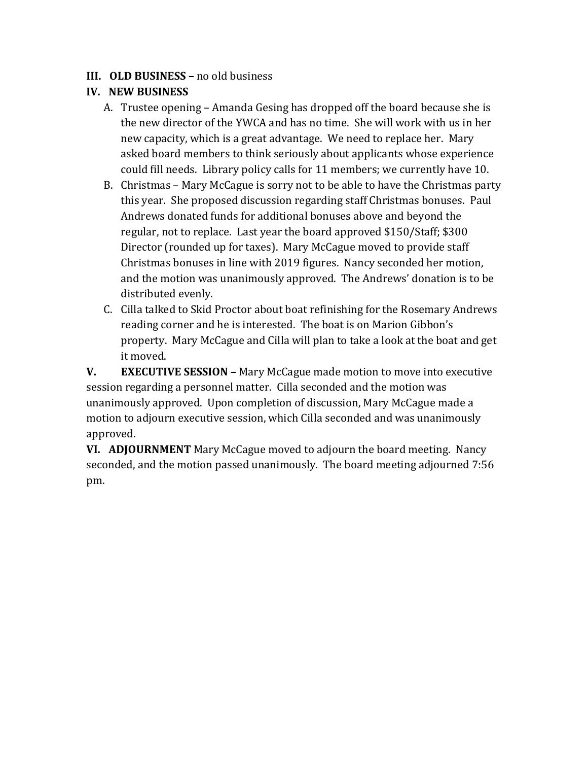**III. OLD BUSINESS –** no old business

**IV. NEW BUSINESS**

A. Trustee opening – Amanda Gesing has dropped off the board because she is the new director of the YWCA and has no time. She will work with us in her new capacity, which is a great advantage. We need to replace her. Mary asked board members to think seriously about applicants whose experience could fill needs. Library policy calls for 11 members; we currently have 10.

B. Christmas – Mary McCague is sorry not to be able to have the Christmas party this year. She proposed discussion regarding staff Christmas bonuses. Paul Andrews donated funds for additional bonuses above and beyond the regular, not to replace. Last year the board approved $150/Staff; $300 Director (rounded up for taxes). Mary McCague moved to provide staff Christmas bonuses in line with 2019 figures. Nancy seconded her motion, and the motion was unanimously approved. The Andrews' donation is to be distributed evenly.

C. Cilla talked to Skid Proctor about boat refinishing for the Rosemary Andrews reading corner and he is interested. The boat is on Marion Gibbon's property. Mary McCague and Cilla will plan to take a look at the boat and get it moved.

**V. EXECUTIVE SESSION –** Mary McCague made motion to move into executive session regarding a personnel matter. Cilla seconded and the motion was unanimously approved. Upon completion of discussion, Mary McCague made a motion to adjourn executive session, which Cilla seconded and was unanimously approved.

**VI. ADJOURNMENT** Mary McCague moved to adjourn the board meeting. Nancy seconded, and the motion passed unanimously. The board meeting adjourned 7:56 pm.